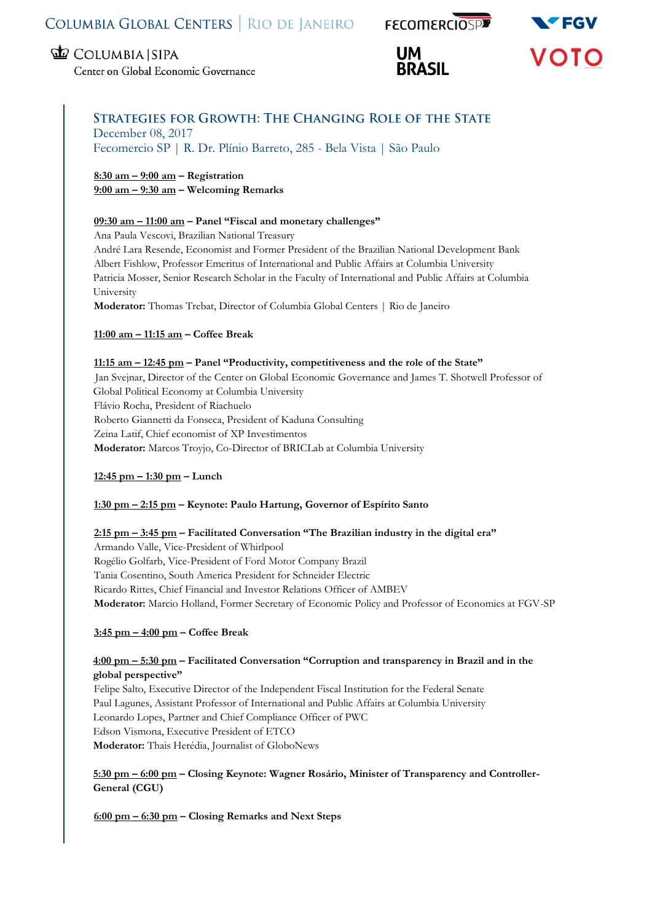COLUMBIA GLOBAL CENTERS | RIO DE JANEIRO

COLUMBIA | SIPA
Center on Global Economic Governance

FECOMERCIOSP

UM BRASIL

FGV

VOTO

# STRATEGIES FOR GROWTH: THE CHANGING ROLE OF THE STATE

December 08, 2017
Fecomercio SP | R. Dr. Plínio Barreto, 285 - Bela Vista | São Paulo

**8:30 am – 9:00 am – Registration**
**9:00 am – 9:30 am – Welcoming Remarks**

**09:30 am – 11:00 am – Panel "Fiscal and monetary challenges"**
Ana Paula Vescovi, Brazilian National Treasury
André Lara Resende, Economist and Former President of the Brazilian National Development Bank
Albert Fishlow, Professor Emeritus of International and Public Affairs at Columbia University
Patricia Mosser, Senior Research Scholar in the Faculty of International and Public Affairs at Columbia University
**Moderator:** Thomas Trebat, Director of Columbia Global Centers | Rio de Janeiro

**11:00 am – 11:15 am – Coffee Break**

**11:15 am – 12:45 pm – Panel "Productivity, competitiveness and the role of the State"**
Jan Svejnar, Director of the Center on Global Economic Governance and James T. Shotwell Professor of Global Political Economy at Columbia University
Flávio Rocha, President of Riachuelo
Roberto Giannetti da Fonseca, President of Kaduna Consulting
Zeina Latif, Chief economist of XP Investimentos
**Moderator:** Marcos Troyjo, Co-Director of BRICLab at Columbia University

**12:45 pm – 1:30 pm – Lunch**

**1:30 pm – 2:15 pm – Keynote: Paulo Hartung, Governor of Espírito Santo**

**2:15 pm – 3:45 pm – Facilitated Conversation "The Brazilian industry in the digital era"**
Armando Valle, Vice-President of Whirlpool
Rogélio Golfarb, Vice-President of Ford Motor Company Brazil
Tania Cosentino, South America President for Schneider Electric
Ricardo Rittes, Chief Financial and Investor Relations Officer of AMBEV
**Moderator:** Marcio Holland, Former Secretary of Economic Policy and Professor of Economics at FGV-SP

**3:45 pm – 4:00 pm – Coffee Break**

**4:00 pm – 5:30 pm – Facilitated Conversation "Corruption and transparency in Brazil and in the global perspective"**
Felipe Salto, Executive Director of the Independent Fiscal Institution for the Federal Senate
Paul Lagunes, Assistant Professor of International and Public Affairs at Columbia University
Leonardo Lopes, Partner and Chief Compliance Officer of PWC
Edson Vismona, Executive President of ETCO
**Moderator:** Thais Herédia, Journalist of GloboNews

**5:30 pm – 6:00 pm – Closing Keynote: Wagner Rosário, Minister of Transparency and Controller-General (CGU)**

**6:00 pm – 6:30 pm – Closing Remarks and Next Steps**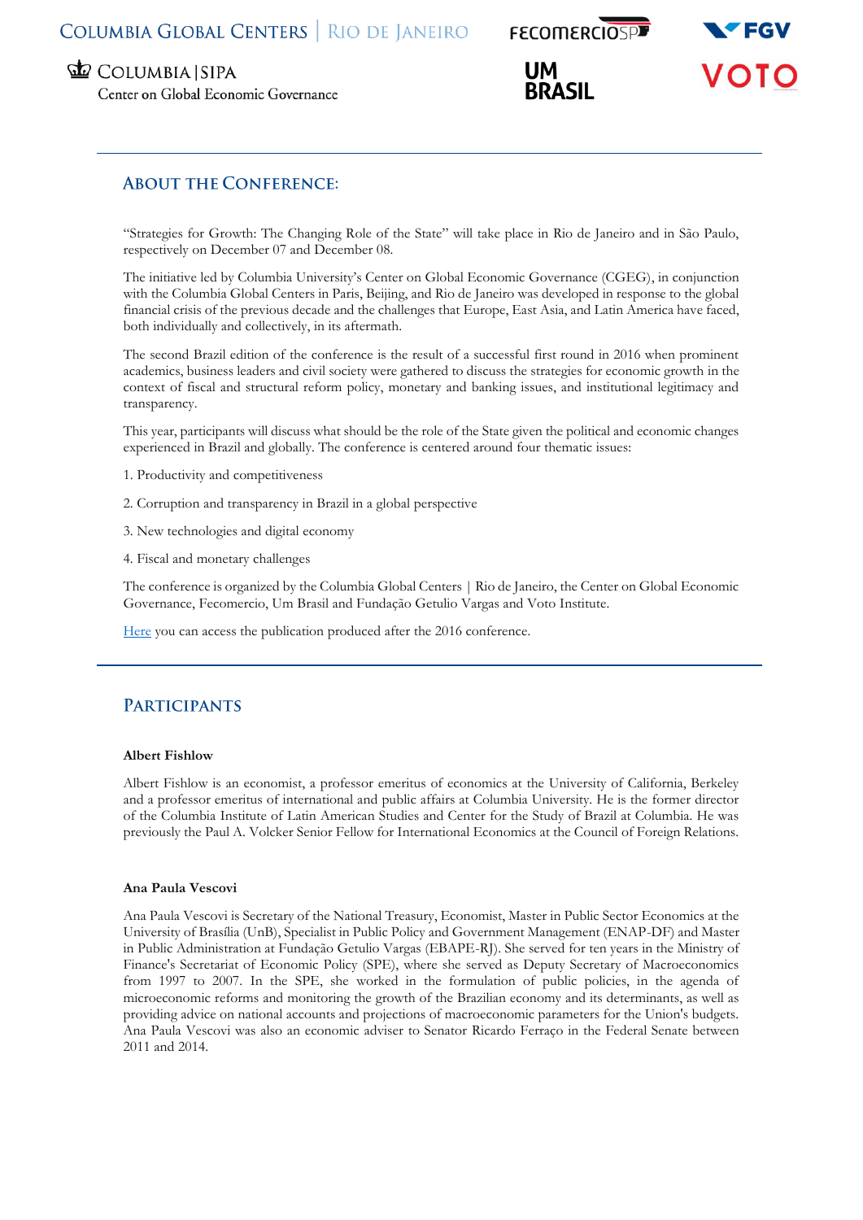## About the Conference:

"Strategies for Growth: The Changing Role of the State" will take place in Rio de Janeiro and in São Paulo, respectively on December 07 and December 08.

The initiative led by Columbia University's Center on Global Economic Governance (CGEG), in conjunction with the Columbia Global Centers in Paris, Beijing, and Rio de Janeiro was developed in response to the global financial crisis of the previous decade and the challenges that Europe, East Asia, and Latin America have faced, both individually and collectively, in its aftermath.

The second Brazil edition of the conference is the result of a successful first round in 2016 when prominent academics, business leaders and civil society were gathered to discuss the strategies for economic growth in the context of fiscal and structural reform policy, monetary and banking issues, and institutional legitimacy and transparency.

This year, participants will discuss what should be the role of the State given the political and economic changes experienced in Brazil and globally. The conference is centered around four thematic issues:

1. Productivity and competitiveness
2. Corruption and transparency in Brazil in a global perspective
3. New technologies and digital economy
4. Fiscal and monetary challenges

The conference is organized by the Columbia Global Centers | Rio de Janeiro, the Center on Global Economic Governance, Fecomercio, Um Brasil and Fundação Getulio Vargas and Voto Institute.

Here you can access the publication produced after the 2016 conference.

## Participants

**Albert Fishlow**

Albert Fishlow is an economist, a professor emeritus of economics at the University of California, Berkeley and a professor emeritus of international and public affairs at Columbia University. He is the former director of the Columbia Institute of Latin American Studies and Center for the Study of Brazil at Columbia. He was previously the Paul A. Volcker Senior Fellow for International Economics at the Council of Foreign Relations.

**Ana Paula Vescovi**

Ana Paula Vescovi is Secretary of the National Treasury, Economist, Master in Public Sector Economics at the University of Brasília (UnB), Specialist in Public Policy and Government Management (ENAP-DF) and Master in Public Administration at Fundação Getulio Vargas (EBAPE-RJ). She served for ten years in the Ministry of Finance's Secretariat of Economic Policy (SPE), where she served as Deputy Secretary of Macroeconomics from 1997 to 2007. In the SPE, she worked in the formulation of public policies, in the agenda of microeconomic reforms and monitoring the growth of the Brazilian economy and its determinants, as well as providing advice on national accounts and projections of macroeconomic parameters for the Union's budgets. Ana Paula Vescovi was also an economic adviser to Senator Ricardo Ferraço in the Federal Senate between 2011 and 2014.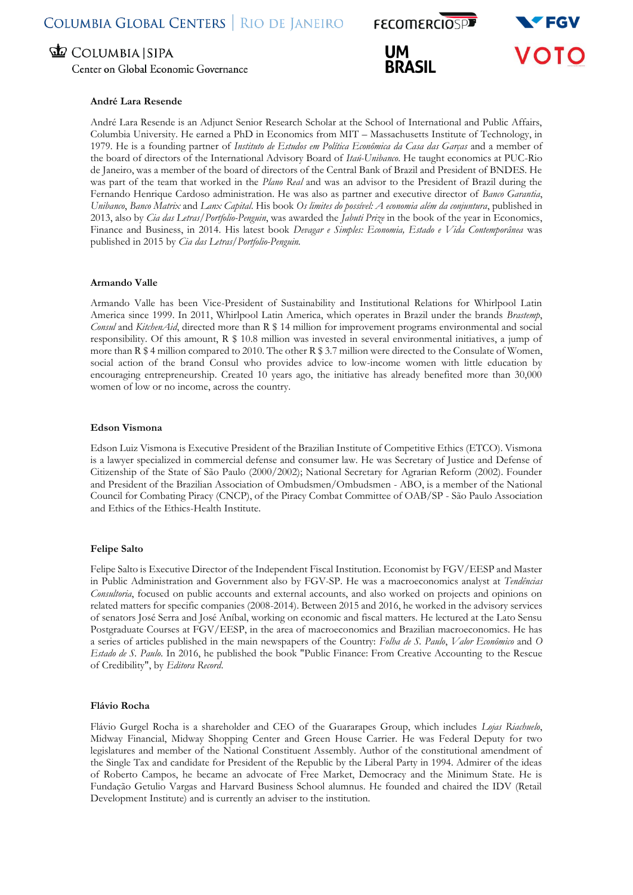### André Lara Resende

André Lara Resende is an Adjunct Senior Research Scholar at the School of International and Public Affairs, Columbia University. He earned a PhD in Economics from MIT – Massachusetts Institute of Technology, in 1979. He is a founding partner of *Instituto de Estudos em Política Econômica da Casa das Garças* and a member of the board of directors of the International Advisory Board of *Itaú-Unibanco*. He taught economics at PUC-Rio de Janeiro, was a member of the board of directors of the Central Bank of Brazil and President of BNDES. He was part of the team that worked in the *Plano Real* and was an advisor to the President of Brazil during the Fernando Henrique Cardoso administration. He was also as partner and executive director of *Banco Garantia*, *Unibanco*, *Banco Matrix* and *Lanx Capital*. His book *Os limites do possível: A economia além da conjuntura*, published in 2013, also by *Cia das Letras/Portfolio-Penguin*, was awarded the *Jabuti Prize* in the book of the year in Economics, Finance and Business, in 2014. His latest book *Devagar e Simples: Economia, Estado e Vida Contemporânea* was published in 2015 by *Cia das Letras/Portfolio-Penguin.*

### Armando Valle

Armando Valle has been Vice-President of Sustainability and Institutional Relations for Whirlpool Latin America since 1999. In 2011, Whirlpool Latin America, which operates in Brazil under the brands *Brastemp*, *Consul* and *KitchenAid*, directed more than R $ 14 million for improvement programs environmental and social responsibility. Of this amount, R $ 10.8 million was invested in several environmental initiatives, a jump of more than R $ 4 million compared to 2010. The other R $ 3.7 million were directed to the Consulate of Women, social action of the brand Consul who provides advice to low-income women with little education by encouraging entrepreneurship. Created 10 years ago, the initiative has already benefited more than 30,000 women of low or no income, across the country.

### Edson Vismona

Edson Luiz Vismona is Executive President of the Brazilian Institute of Competitive Ethics (ETCO). Vismona is a lawyer specialized in commercial defense and consumer law. He was Secretary of Justice and Defense of Citizenship of the State of São Paulo (2000/2002); National Secretary for Agrarian Reform (2002). Founder and President of the Brazilian Association of Ombudsmen/Ombudsmen - ABO, is a member of the National Council for Combating Piracy (CNCP), of the Piracy Combat Committee of OAB/SP - São Paulo Association and Ethics of the Ethics-Health Institute.

### Felipe Salto

Felipe Salto is Executive Director of the Independent Fiscal Institution. Economist by FGV/EESP and Master in Public Administration and Government also by FGV-SP. He was a macroeconomics analyst at *Tendências Consultoria*, focused on public accounts and external accounts, and also worked on projects and opinions on related matters for specific companies (2008-2014). Between 2015 and 2016, he worked in the advisory services of senators José Serra and José Aníbal, working on economic and fiscal matters. He lectured at the Lato Sensu Postgraduate Courses at FGV/EESP, in the area of macroeconomics and Brazilian macroeconomics. He has a series of articles published in the main newspapers of the Country: *Folha de S. Paulo*, *Valor Econômico* and *O Estado de S. Paulo*. In 2016, he published the book "Public Finance: From Creative Accounting to the Rescue of Credibility", by *Editora Record*.

### Flávio Rocha

Flávio Gurgel Rocha is a shareholder and CEO of the Guararapes Group, which includes *Lojas Riachuelo*, Midway Financial, Midway Shopping Center and Green House Carrier. He was Federal Deputy for two legislatures and member of the National Constituent Assembly. Author of the constitutional amendment of the Single Tax and candidate for President of the Republic by the Liberal Party in 1994. Admirer of the ideas of Roberto Campos, he became an advocate of Free Market, Democracy and the Minimum State. He is Fundação Getulio Vargas and Harvard Business School alumnus. He founded and chaired the IDV (Retail Development Institute) and is currently an adviser to the institution.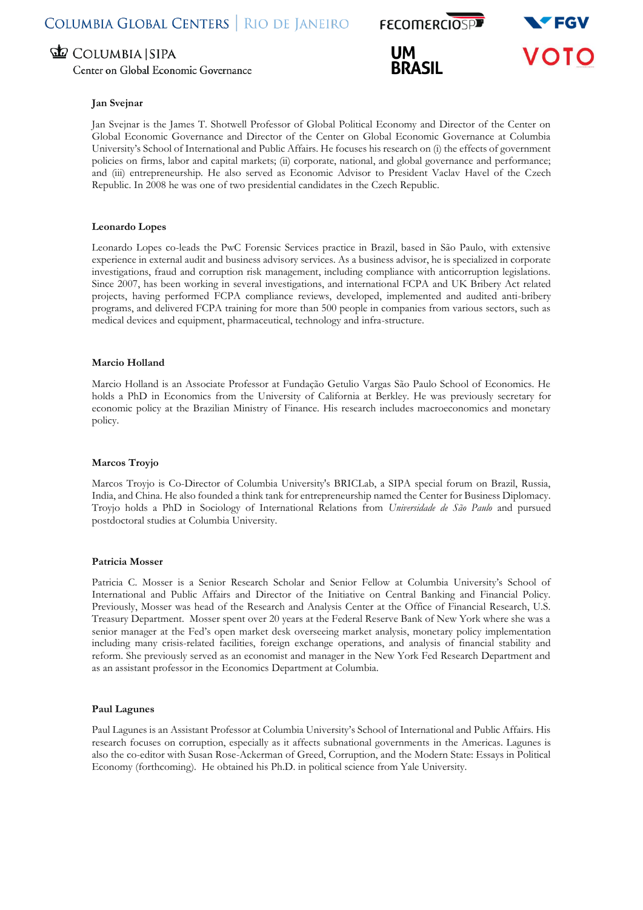### Jan Svejnar

Jan Svejnar is the James T. Shotwell Professor of Global Political Economy and Director of the Center on Global Economic Governance and Director of the Center on Global Economic Governance at Columbia University's School of International and Public Affairs. He focuses his research on (i) the effects of government policies on firms, labor and capital markets; (ii) corporate, national, and global governance and performance; and (iii) entrepreneurship. He also served as Economic Advisor to President Vaclav Havel of the Czech Republic. In 2008 he was one of two presidential candidates in the Czech Republic.

### Leonardo Lopes

Leonardo Lopes co-leads the PwC Forensic Services practice in Brazil, based in São Paulo, with extensive experience in external audit and business advisory services. As a business advisor, he is specialized in corporate investigations, fraud and corruption risk management, including compliance with anticorruption legislations. Since 2007, has been working in several investigations, and international FCPA and UK Bribery Act related projects, having performed FCPA compliance reviews, developed, implemented and audited anti-bribery programs, and delivered FCPA training for more than 500 people in companies from various sectors, such as medical devices and equipment, pharmaceutical, technology and infra-structure.

### Marcio Holland

Marcio Holland is an Associate Professor at Fundação Getulio Vargas São Paulo School of Economics. He holds a PhD in Economics from the University of California at Berkley. He was previously secretary for economic policy at the Brazilian Ministry of Finance. His research includes macroeconomics and monetary policy.

### Marcos Troyjo

Marcos Troyjo is Co-Director of Columbia University's BRICLab, a SIPA special forum on Brazil, Russia, India, and China. He also founded a think tank for entrepreneurship named the Center for Business Diplomacy. Troyjo holds a PhD in Sociology of International Relations from *Universidade de São Paulo* and pursued postdoctoral studies at Columbia University.

### Patricia Mosser

Patricia C. Mosser is a Senior Research Scholar and Senior Fellow at Columbia University's School of International and Public Affairs and Director of the Initiative on Central Banking and Financial Policy. Previously, Mosser was head of the Research and Analysis Center at the Office of Financial Research, U.S. Treasury Department. Mosser spent over 20 years at the Federal Reserve Bank of New York where she was a senior manager at the Fed's open market desk overseeing market analysis, monetary policy implementation including many crisis-related facilities, foreign exchange operations, and analysis of financial stability and reform. She previously served as an economist and manager in the New York Fed Research Department and as an assistant professor in the Economics Department at Columbia.

### Paul Lagunes

Paul Lagunes is an Assistant Professor at Columbia University's School of International and Public Affairs. His research focuses on corruption, especially as it affects subnational governments in the Americas. Lagunes is also the co-editor with Susan Rose-Ackerman of Greed, Corruption, and the Modern State: Essays in Political Economy (forthcoming). He obtained his Ph.D. in political science from Yale University.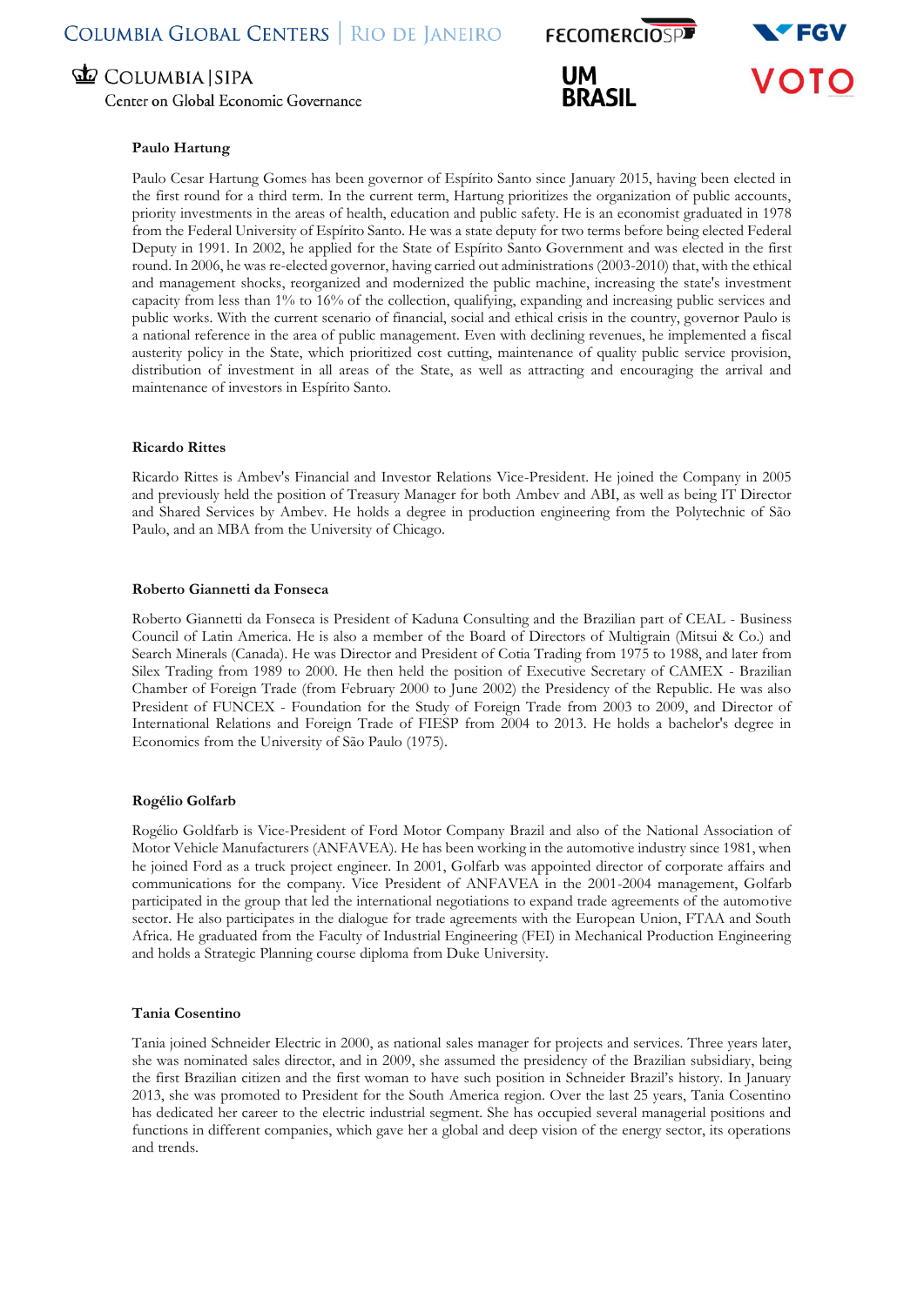**Paulo Hartung**

Paulo Cesar Hartung Gomes has been governor of Espírito Santo since January 2015, having been elected in the first round for a third term. In the current term, Hartung prioritizes the organization of public accounts, priority investments in the areas of health, education and public safety. He is an economist graduated in 1978 from the Federal University of Espírito Santo. He was a state deputy for two terms before being elected Federal Deputy in 1991. In 2002, he applied for the State of Espírito Santo Government and was elected in the first round. In 2006, he was re-elected governor, having carried out administrations (2003-2010) that, with the ethical and management shocks, reorganized and modernized the public machine, increasing the state's investment capacity from less than 1% to 16% of the collection, qualifying, expanding and increasing public services and public works. With the current scenario of financial, social and ethical crisis in the country, governor Paulo is a national reference in the area of public management. Even with declining revenues, he implemented a fiscal austerity policy in the State, which prioritized cost cutting, maintenance of quality public service provision, distribution of investment in all areas of the State, as well as attracting and encouraging the arrival and maintenance of investors in Espírito Santo.

**Ricardo Rittes**

Ricardo Rittes is Ambev's Financial and Investor Relations Vice-President. He joined the Company in 2005 and previously held the position of Treasury Manager for both Ambev and ABI, as well as being IT Director and Shared Services by Ambev. He holds a degree in production engineering from the Polytechnic of São Paulo, and an MBA from the University of Chicago.

**Roberto Giannetti da Fonseca**

Roberto Giannetti da Fonseca is President of Kaduna Consulting and the Brazilian part of CEAL - Business Council of Latin America. He is also a member of the Board of Directors of Multigrain (Mitsui & Co.) and Search Minerals (Canada). He was Director and President of Cotia Trading from 1975 to 1988, and later from Silex Trading from 1989 to 2000. He then held the position of Executive Secretary of CAMEX - Brazilian Chamber of Foreign Trade (from February 2000 to June 2002) the Presidency of the Republic. He was also President of FUNCEX - Foundation for the Study of Foreign Trade from 2003 to 2009, and Director of International Relations and Foreign Trade of FIESP from 2004 to 2013. He holds a bachelor's degree in Economics from the University of São Paulo (1975).

**Rogélio Golfarb**

Rogélio Goldfarb is Vice-President of Ford Motor Company Brazil and also of the National Association of Motor Vehicle Manufacturers (ANFAVEA). He has been working in the automotive industry since 1981, when he joined Ford as a truck project engineer. In 2001, Golfarb was appointed director of corporate affairs and communications for the company. Vice President of ANFAVEA in the 2001-2004 management, Golfarb participated in the group that led the international negotiations to expand trade agreements of the automotive sector. He also participates in the dialogue for trade agreements with the European Union, FTAA and South Africa. He graduated from the Faculty of Industrial Engineering (FEI) in Mechanical Production Engineering and holds a Strategic Planning course diploma from Duke University.

**Tania Cosentino**

Tania joined Schneider Electric in 2000, as national sales manager for projects and services. Three years later, she was nominated sales director, and in 2009, she assumed the presidency of the Brazilian subsidiary, being the first Brazilian citizen and the first woman to have such position in Schneider Brazil's history. In January 2013, she was promoted to President for the South America region. Over the last 25 years, Tania Cosentino has dedicated her career to the electric industrial segment. She has occupied several managerial positions and functions in different companies, which gave her a global and deep vision of the energy sector, its operations and trends.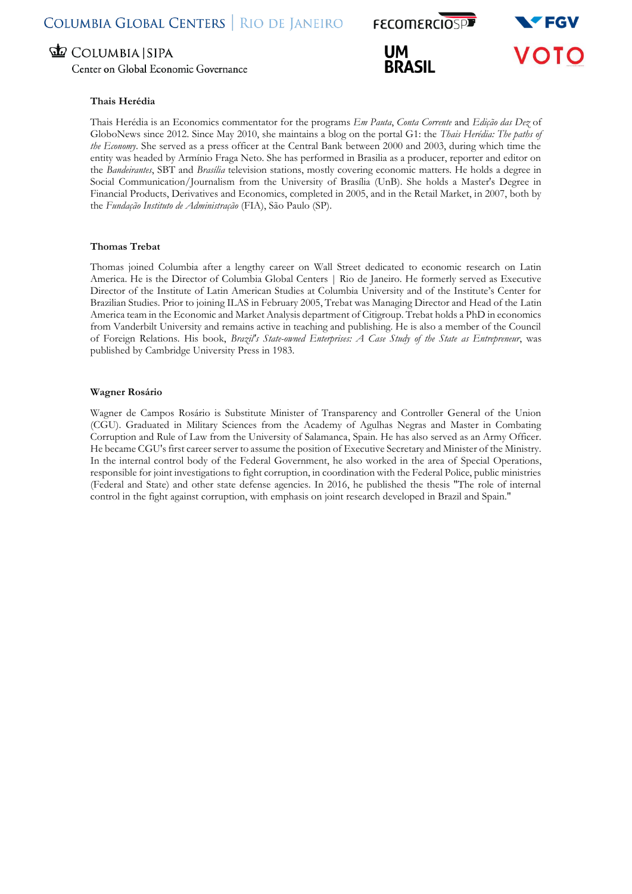**Thais Herédia**

Thais Herédia is an Economics commentator for the programs *Em Pauta*, *Conta Corrente* and *Edição das Dez* of GloboNews since 2012. Since May 2010, she maintains a blog on the portal G1: the *Thais Herédia: The paths of the Economy*. She served as a press officer at the Central Bank between 2000 and 2003, during which time the entity was headed by Armínio Fraga Neto. She has performed in Brasilia as a producer, reporter and editor on the *Bandeirantes*, SBT and *Brasília* television stations, mostly covering economic matters. He holds a degree in Social Communication/Journalism from the University of Brasília (UnB). She holds a Master's Degree in Financial Products, Derivatives and Economics, completed in 2005, and in the Retail Market, in 2007, both by the *Fundação Instituto de Administração* (FIA), São Paulo (SP).

**Thomas Trebat**

Thomas joined Columbia after a lengthy career on Wall Street dedicated to economic research on Latin America. He is the Director of Columbia Global Centers | Rio de Janeiro. He formerly served as Executive Director of the Institute of Latin American Studies at Columbia University and of the Institute's Center for Brazilian Studies. Prior to joining ILAS in February 2005, Trebat was Managing Director and Head of the Latin America team in the Economic and Market Analysis department of Citigroup. Trebat holds a PhD in economics from Vanderbilt University and remains active in teaching and publishing. He is also a member of the Council of Foreign Relations. His book, *Brazil's State-owned Enterprises: A Case Study of the State as Entrepreneur*, was published by Cambridge University Press in 1983.

**Wagner Rosário**

Wagner de Campos Rosário is Substitute Minister of Transparency and Controller General of the Union (CGU). Graduated in Military Sciences from the Academy of Agulhas Negras and Master in Combating Corruption and Rule of Law from the University of Salamanca, Spain. He has also served as an Army Officer. He became CGU's first career server to assume the position of Executive Secretary and Minister of the Ministry. In the internal control body of the Federal Government, he also worked in the area of Special Operations, responsible for joint investigations to fight corruption, in coordination with the Federal Police, public ministries (Federal and State) and other state defense agencies. In 2016, he published the thesis "The role of internal control in the fight against corruption, with emphasis on joint research developed in Brazil and Spain."